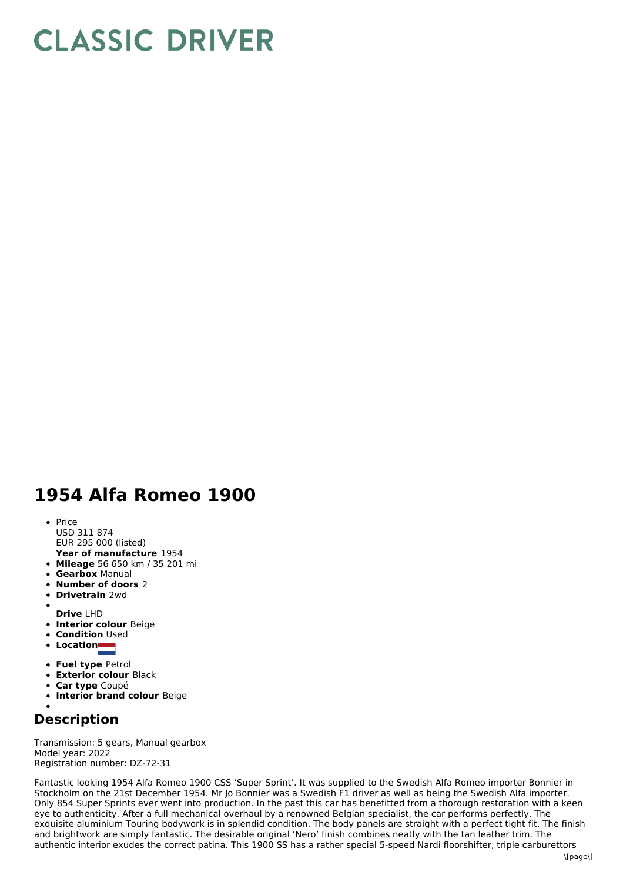# CLASSIC DRIVER

# 1954 Alfa Romeo 1900

- Price
  USD 311 874
  EUR 295 000 (listed)
  **Year of manufacture** 1954
- **Mileage** 56 650 km / 35 201 mi
- **Gearbox** Manual
- **Number of doors** 2
- **Drivetrain** 2wd
- **Drive** LHD
- **Interior colour** Beige
- **Condition** Used
- **Location**
- **Fuel type** Petrol
- **Exterior colour** Black
- **Car type** Coupé
- **Interior brand colour** Beige

## Description

Transmission: 5 gears, Manual gearbox
Model year: 2022
Registration number: DZ-72-31

Fantastic looking 1954 Alfa Romeo 1900 CSS 'Super Sprint'. It was supplied to the Swedish Alfa Romeo importer Bonnier in Stockholm on the 21st December 1954. Mr Jo Bonnier was a Swedish F1 driver as well as being the Swedish Alfa importer. Only 854 Super Sprints ever went into production. In the past this car has benefitted from a thorough restoration with a keen eye to authenticity. After a full mechanical overhaul by a renowned Belgian specialist, the car performs perfectly. The exquisite aluminium Touring bodywork is in splendid condition. The body panels are straight with a perfect tight fit. The finish and brightwork are simply fantastic. The desirable original 'Nero' finish combines neatly with the tan leather trim. The authentic interior exudes the correct patina. This 1900 SS has a rather special 5-speed Nardi floorshifter, triple carburettors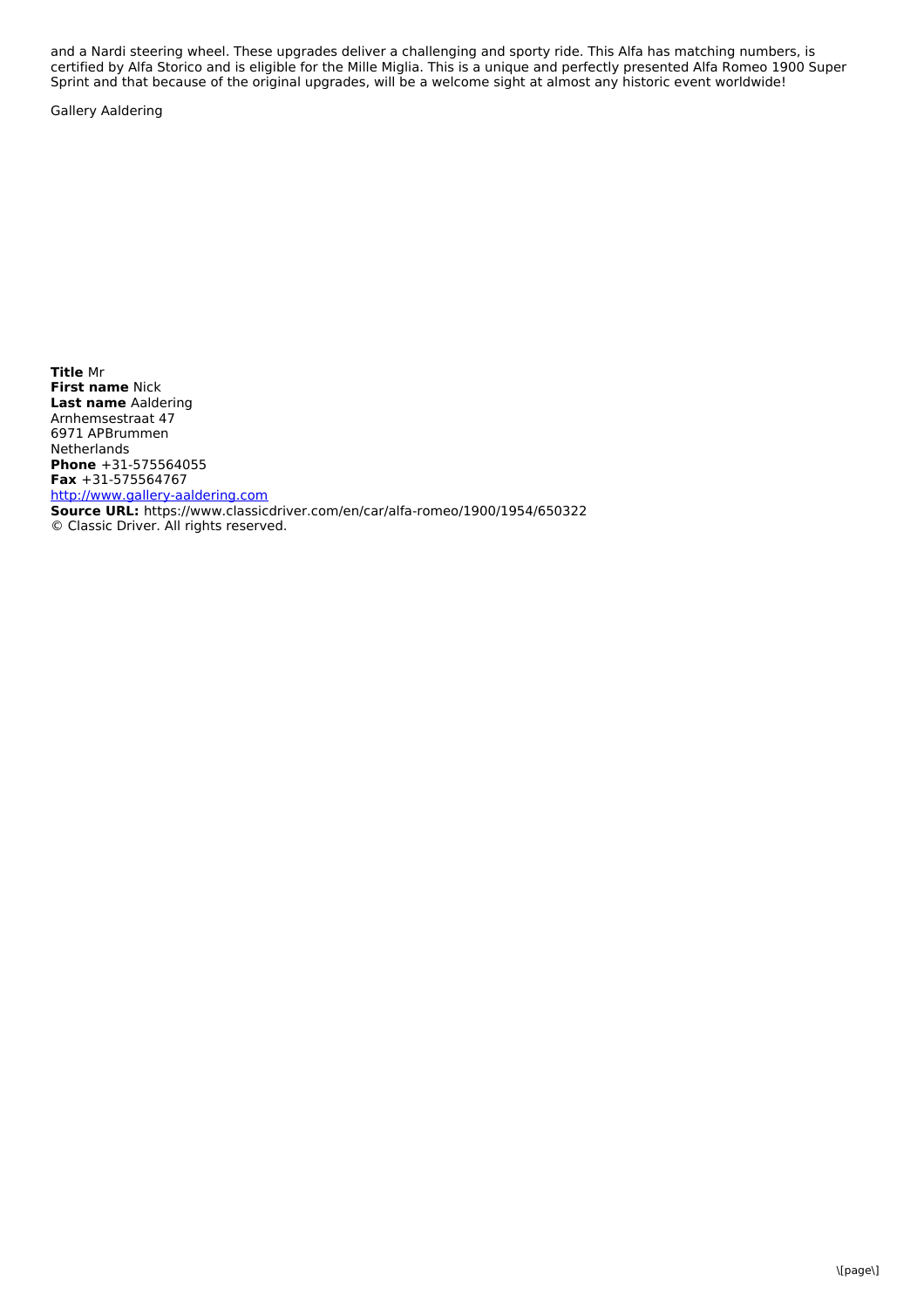and a Nardi steering wheel. These upgrades deliver a challenging and sporty ride. This Alfa has matching numbers, is certified by Alfa Storico and is eligible for the Mille Miglia. This is a unique and perfectly presented Alfa Romeo 1900 Super Sprint and that because of the original upgrades, will be a welcome sight at almost any historic event worldwide!

Gallery Aaldering

**Title** Mr
**First name** Nick
**Last name** Aaldering
Arnhemsestraat 47
6971 APBrummen
Netherlands
**Phone** +31-575564055
**Fax** +31-575564767
[http://www.gallery-aaldering.com](http://www.gallery-aaldering.com)
**Source URL:** https://www.classicdriver.com/en/car/alfa-romeo/1900/1954/650322
© Classic Driver. All rights reserved.